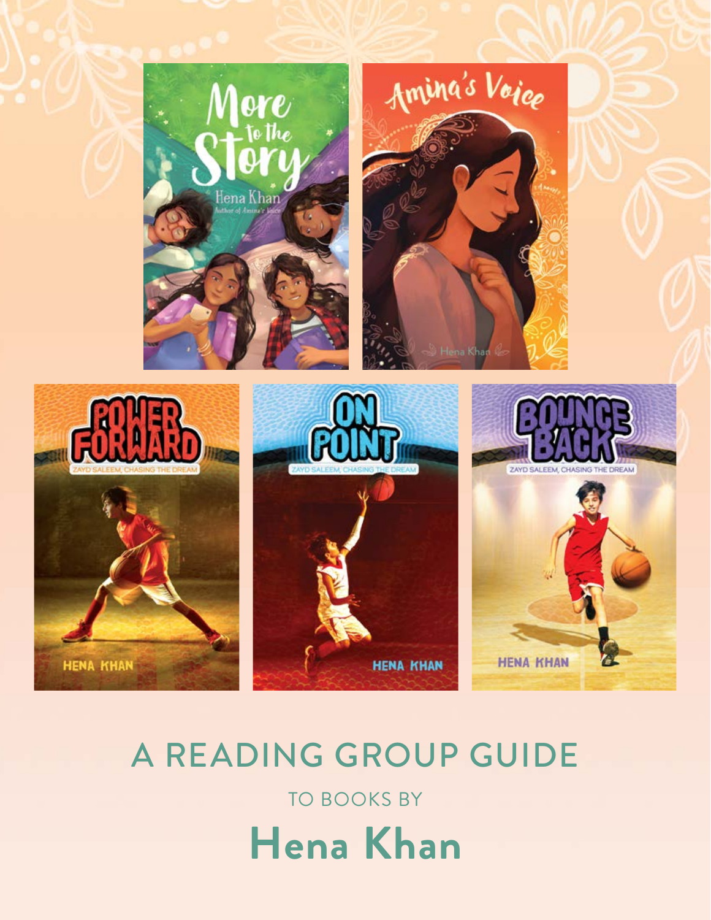# A READING GROUP GUIDE

## TO BOOKS BY

# Hena Khan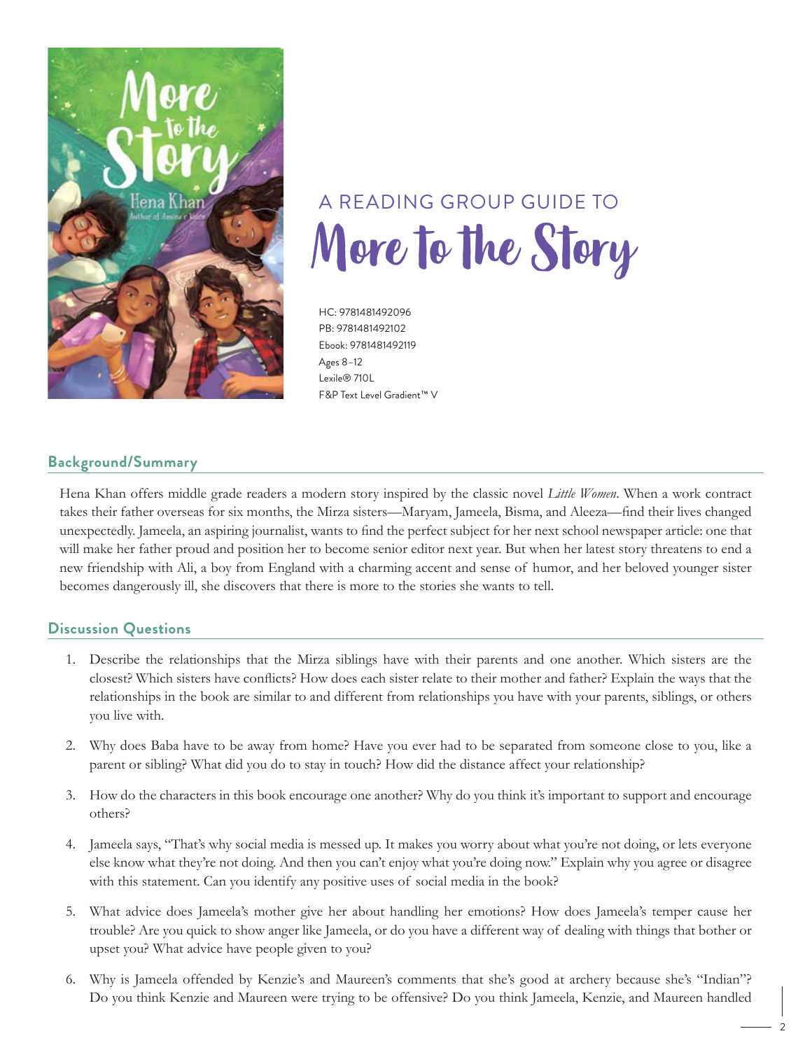# A READING GROUP GUIDE TO

# More to the Story

HC: 9781481492096
PB: 9781481492102
Ebook: 9781481492119
Ages 8–12
Lexile® 710L
F&P Text Level Gradient™ V

## Background/Summary

Hena Khan offers middle grade readers a modern story inspired by the classic novel *Little Women*. When a work contract takes their father overseas for six months, the Mirza sisters—Maryam, Jameela, Bisma, and Aleeza—find their lives changed unexpectedly. Jameela, an aspiring journalist, wants to find the perfect subject for her next school newspaper article: one that will make her father proud and position her to become senior editor next year. But when her latest story threatens to end a new friendship with Ali, a boy from England with a charming accent and sense of humor, and her beloved younger sister becomes dangerously ill, she discovers that there is more to the stories she wants to tell.

## Discussion Questions

1. Describe the relationships that the Mirza siblings have with their parents and one another. Which sisters are the closest? Which sisters have conflicts? How does each sister relate to their mother and father? Explain the ways that the relationships in the book are similar to and different from relationships you have with your parents, siblings, or others you live with.

2. Why does Baba have to be away from home? Have you ever had to be separated from someone close to you, like a parent or sibling? What did you do to stay in touch? How did the distance affect your relationship?

3. How do the characters in this book encourage one another? Why do you think it's important to support and encourage others?

4. Jameela says, "That's why social media is messed up. It makes you worry about what you're not doing, or lets everyone else know what they're not doing. And then you can't enjoy what you're doing now." Explain why you agree or disagree with this statement. Can you identify any positive uses of social media in the book?

5. What advice does Jameela's mother give her about handling her emotions? How does Jameela's temper cause her trouble? Are you quick to show anger like Jameela, or do you have a different way of dealing with things that bother or upset you? What advice have people given to you?

6. Why is Jameela offended by Kenzie's and Maureen's comments that she's good at archery because she's "Indian"? Do you think Kenzie and Maureen were trying to be offensive? Do you think Jameela, Kenzie, and Maureen handled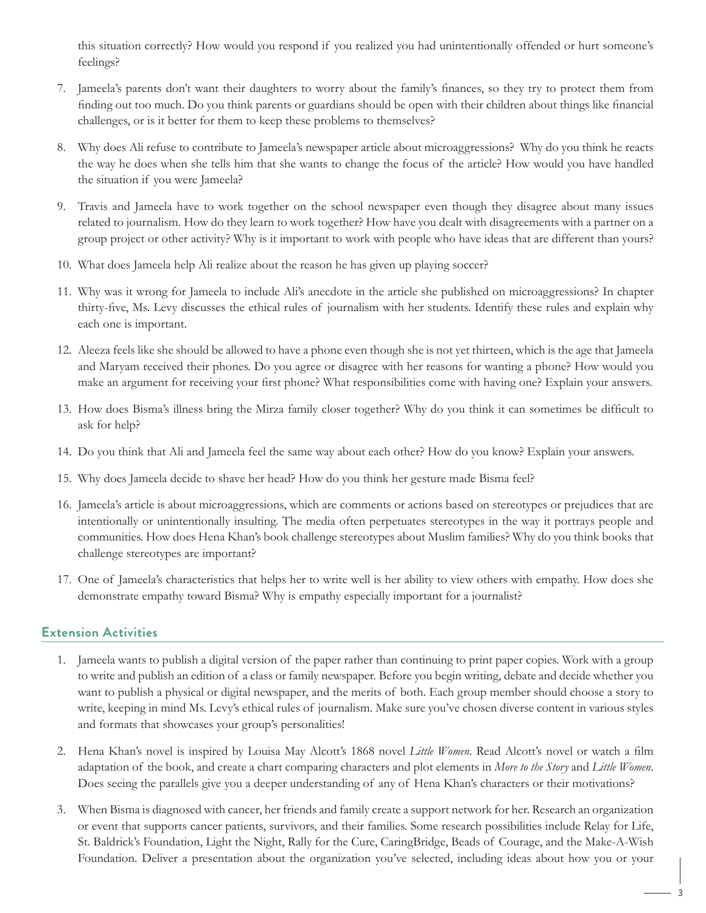this situation correctly? How would you respond if you realized you had unintentionally offended or hurt someone's feelings?

7. Jameela's parents don't want their daughters to worry about the family's finances, so they try to protect them from finding out too much. Do you think parents or guardians should be open with their children about things like financial challenges, or is it better for them to keep these problems to themselves?

8. Why does Ali refuse to contribute to Jameela's newspaper article about microaggressions? Why do you think he reacts the way he does when she tells him that she wants to change the focus of the article? How would you have handled the situation if you were Jameela?

9. Travis and Jameela have to work together on the school newspaper even though they disagree about many issues related to journalism. How do they learn to work together? How have you dealt with disagreements with a partner on a group project or other activity? Why is it important to work with people who have ideas that are different than yours?

10. What does Jameela help Ali realize about the reason he has given up playing soccer?

11. Why was it wrong for Jameela to include Ali's anecdote in the article she published on microaggressions? In chapter thirty-five, Ms. Levy discusses the ethical rules of journalism with her students. Identify these rules and explain why each one is important.

12. Aleeza feels like she should be allowed to have a phone even though she is not yet thirteen, which is the age that Jameela and Maryam received their phones. Do you agree or disagree with her reasons for wanting a phone? How would you make an argument for receiving your first phone? What responsibilities come with having one? Explain your answers.

13. How does Bisma's illness bring the Mirza family closer together? Why do you think it can sometimes be difficult to ask for help?

14. Do you think that Ali and Jameela feel the same way about each other? How do you know? Explain your answers.

15. Why does Jameela decide to shave her head? How do you think her gesture made Bisma feel?

16. Jameela's article is about microaggressions, which are comments or actions based on stereotypes or prejudices that are intentionally or unintentionally insulting. The media often perpetuates stereotypes in the way it portrays people and communities. How does Hena Khan's book challenge stereotypes about Muslim families? Why do you think books that challenge stereotypes are important?

17. One of Jameela's characteristics that helps her to write well is her ability to view others with empathy. How does she demonstrate empathy toward Bisma? Why is empathy especially important for a journalist?

## Extension Activities

1. Jameela wants to publish a digital version of the paper rather than continuing to print paper copies. Work with a group to write and publish an edition of a class or family newspaper. Before you begin writing, debate and decide whether you want to publish a physical or digital newspaper, and the merits of both. Each group member should choose a story to write, keeping in mind Ms. Levy's ethical rules of journalism. Make sure you've chosen diverse content in various styles and formats that showcases your group's personalities!

2. Hena Khan's novel is inspired by Louisa May Alcott's 1868 novel *Little Women*. Read Alcott's novel or watch a film adaptation of the book, and create a chart comparing characters and plot elements in *More to the Story* and *Little Women*. Does seeing the parallels give you a deeper understanding of any of Hena Khan's characters or their motivations?

3. When Bisma is diagnosed with cancer, her friends and family create a support network for her. Research an organization or event that supports cancer patients, survivors, and their families. Some research possibilities include Relay for Life, St. Baldrick's Foundation, Light the Night, Rally for the Cure, CaringBridge, Beads of Courage, and the Make-A-Wish Foundation. Deliver a presentation about the organization you've selected, including ideas about how you or your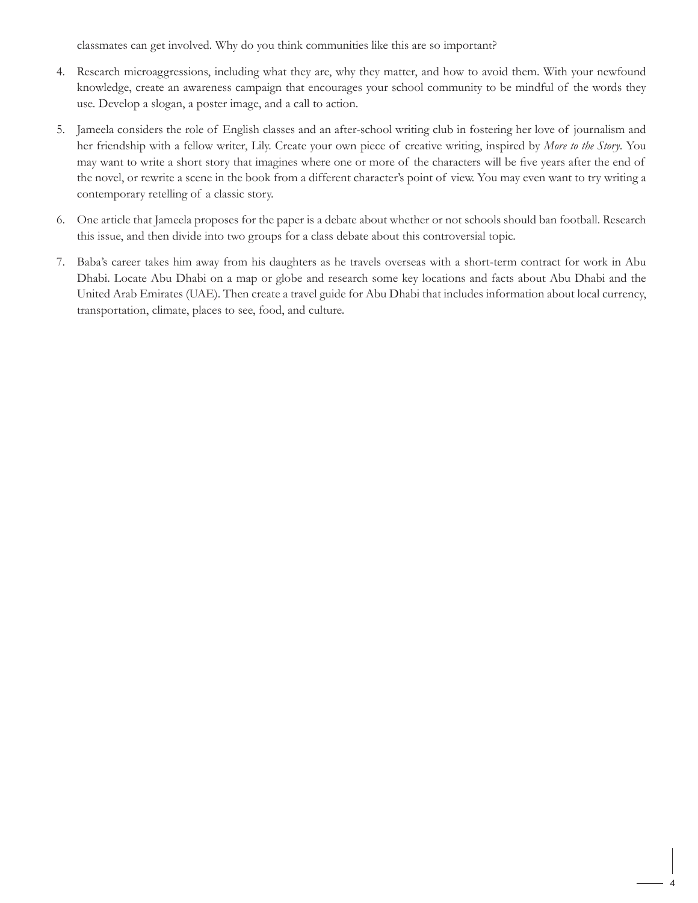classmates can get involved. Why do you think communities like this are so important?

4. Research microaggressions, including what they are, why they matter, and how to avoid them. With your newfound knowledge, create an awareness campaign that encourages your school community to be mindful of the words they use. Develop a slogan, a poster image, and a call to action.

5. Jameela considers the role of English classes and an after-school writing club in fostering her love of journalism and her friendship with a fellow writer, Lily. Create your own piece of creative writing, inspired by *More to the Story*. You may want to write a short story that imagines where one or more of the characters will be five years after the end of the novel, or rewrite a scene in the book from a different character's point of view. You may even want to try writing a contemporary retelling of a classic story.

6. One article that Jameela proposes for the paper is a debate about whether or not schools should ban football. Research this issue, and then divide into two groups for a class debate about this controversial topic.

7. Baba's career takes him away from his daughters as he travels overseas with a short-term contract for work in Abu Dhabi. Locate Abu Dhabi on a map or globe and research some key locations and facts about Abu Dhabi and the United Arab Emirates (UAE). Then create a travel guide for Abu Dhabi that includes information about local currency, transportation, climate, places to see, food, and culture.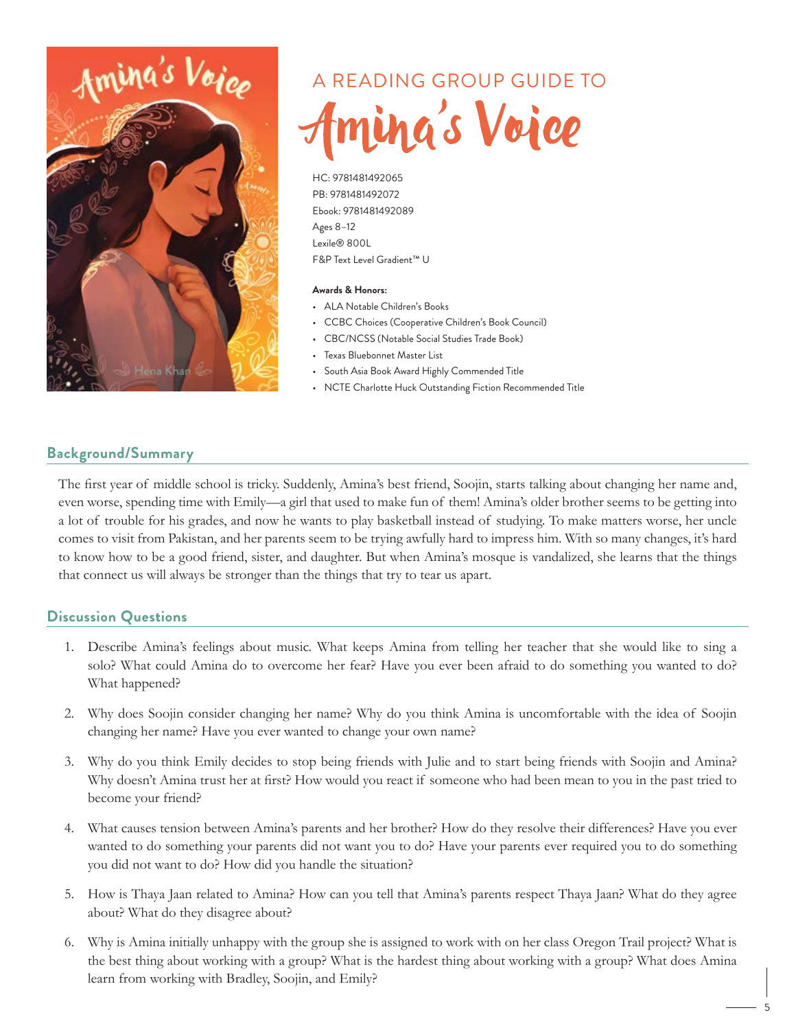# A READING GROUP GUIDE TO Amina's Voice

HC: 9781481492065
PB: 9781481492072
Ebook: 9781481492089
Ages 8–12
Lexile® 800L
F&P Text Level Gradient™ U

**Awards & Honors:**

- ALA Notable Children's Books
- CCBC Choices (Cooperative Children's Book Council)
- CBC/NCSS (Notable Social Studies Trade Book)
- Texas Bluebonnet Master List
- South Asia Book Award Highly Commended Title
- NCTE Charlotte Huck Outstanding Fiction Recommended Title

## Background/Summary

The first year of middle school is tricky. Suddenly, Amina's best friend, Soojin, starts talking about changing her name and, even worse, spending time with Emily—a girl that used to make fun of them! Amina's older brother seems to be getting into a lot of trouble for his grades, and now he wants to play basketball instead of studying. To make matters worse, her uncle comes to visit from Pakistan, and her parents seem to be trying awfully hard to impress him. With so many changes, it's hard to know how to be a good friend, sister, and daughter. But when Amina's mosque is vandalized, she learns that the things that connect us will always be stronger than the things that try to tear us apart.

## Discussion Questions

1. Describe Amina's feelings about music. What keeps Amina from telling her teacher that she would like to sing a solo? What could Amina do to overcome her fear? Have you ever been afraid to do something you wanted to do? What happened?

2. Why does Soojin consider changing her name? Why do you think Amina is uncomfortable with the idea of Soojin changing her name? Have you ever wanted to change your own name?

3. Why do you think Emily decides to stop being friends with Julie and to start being friends with Soojin and Amina? Why doesn't Amina trust her at first? How would you react if someone who had been mean to you in the past tried to become your friend?

4. What causes tension between Amina's parents and her brother? How do they resolve their differences? Have you ever wanted to do something your parents did not want you to do? Have your parents ever required you to do something you did not want to do? How did you handle the situation?

5. How is Thaya Jaan related to Amina? How can you tell that Amina's parents respect Thaya Jaan? What do they agree about? What do they disagree about?

6. Why is Amina initially unhappy with the group she is assigned to work with on her class Oregon Trail project? What is the best thing about working with a group? What is the hardest thing about working with a group? What does Amina learn from working with Bradley, Soojin, and Emily?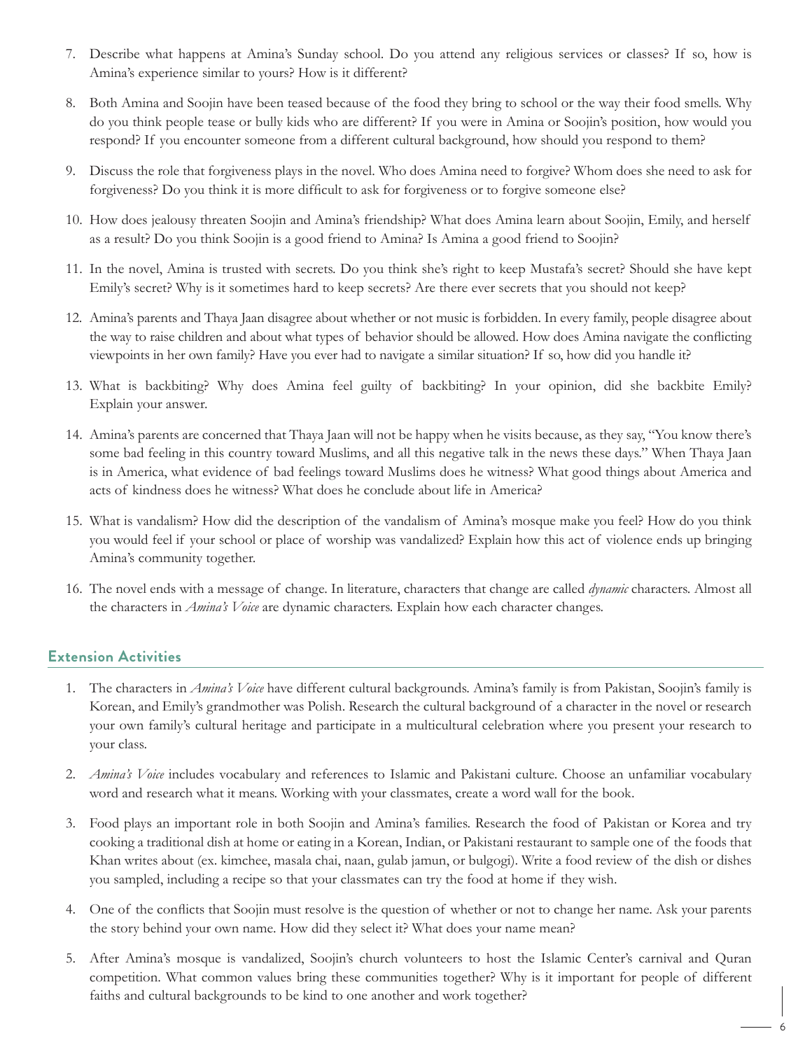7. Describe what happens at Amina's Sunday school. Do you attend any religious services or classes? If so, how is Amina's experience similar to yours? How is it different?

8. Both Amina and Soojin have been teased because of the food they bring to school or the way their food smells. Why do you think people tease or bully kids who are different? If you were in Amina or Soojin's position, how would you respond? If you encounter someone from a different cultural background, how should you respond to them?

9. Discuss the role that forgiveness plays in the novel. Who does Amina need to forgive? Whom does she need to ask for forgiveness? Do you think it is more difficult to ask for forgiveness or to forgive someone else?

10. How does jealousy threaten Soojin and Amina's friendship? What does Amina learn about Soojin, Emily, and herself as a result? Do you think Soojin is a good friend to Amina? Is Amina a good friend to Soojin?

11. In the novel, Amina is trusted with secrets. Do you think she's right to keep Mustafa's secret? Should she have kept Emily's secret? Why is it sometimes hard to keep secrets? Are there ever secrets that you should not keep?

12. Amina's parents and Thaya Jaan disagree about whether or not music is forbidden. In every family, people disagree about the way to raise children and about what types of behavior should be allowed. How does Amina navigate the conflicting viewpoints in her own family? Have you ever had to navigate a similar situation? If so, how did you handle it?

13. What is backbiting? Why does Amina feel guilty of backbiting? In your opinion, did she backbite Emily? Explain your answer.

14. Amina's parents are concerned that Thaya Jaan will not be happy when he visits because, as they say, "You know there's some bad feeling in this country toward Muslims, and all this negative talk in the news these days." When Thaya Jaan is in America, what evidence of bad feelings toward Muslims does he witness? What good things about America and acts of kindness does he witness? What does he conclude about life in America?

15. What is vandalism? How did the description of the vandalism of Amina's mosque make you feel? How do you think you would feel if your school or place of worship was vandalized? Explain how this act of violence ends up bringing Amina's community together.

16. The novel ends with a message of change. In literature, characters that change are called *dynamic* characters. Almost all the characters in *Amina's Voice* are dynamic characters. Explain how each character changes.

## Extension Activities

1. The characters in *Amina's Voice* have different cultural backgrounds. Amina's family is from Pakistan, Soojin's family is Korean, and Emily's grandmother was Polish. Research the cultural background of a character in the novel or research your own family's cultural heritage and participate in a multicultural celebration where you present your research to your class.

2. *Amina's Voice* includes vocabulary and references to Islamic and Pakistani culture. Choose an unfamiliar vocabulary word and research what it means. Working with your classmates, create a word wall for the book.

3. Food plays an important role in both Soojin and Amina's families. Research the food of Pakistan or Korea and try cooking a traditional dish at home or eating in a Korean, Indian, or Pakistani restaurant to sample one of the foods that Khan writes about (ex. kimchee, masala chai, naan, gulab jamun, or bulgogi). Write a food review of the dish or dishes you sampled, including a recipe so that your classmates can try the food at home if they wish.

4. One of the conflicts that Soojin must resolve is the question of whether or not to change her name. Ask your parents the story behind your own name. How did they select it? What does your name mean?

5. After Amina's mosque is vandalized, Soojin's church volunteers to host the Islamic Center's carnival and Quran competition. What common values bring these communities together? Why is it important for people of different faiths and cultural backgrounds to be kind to one another and work together?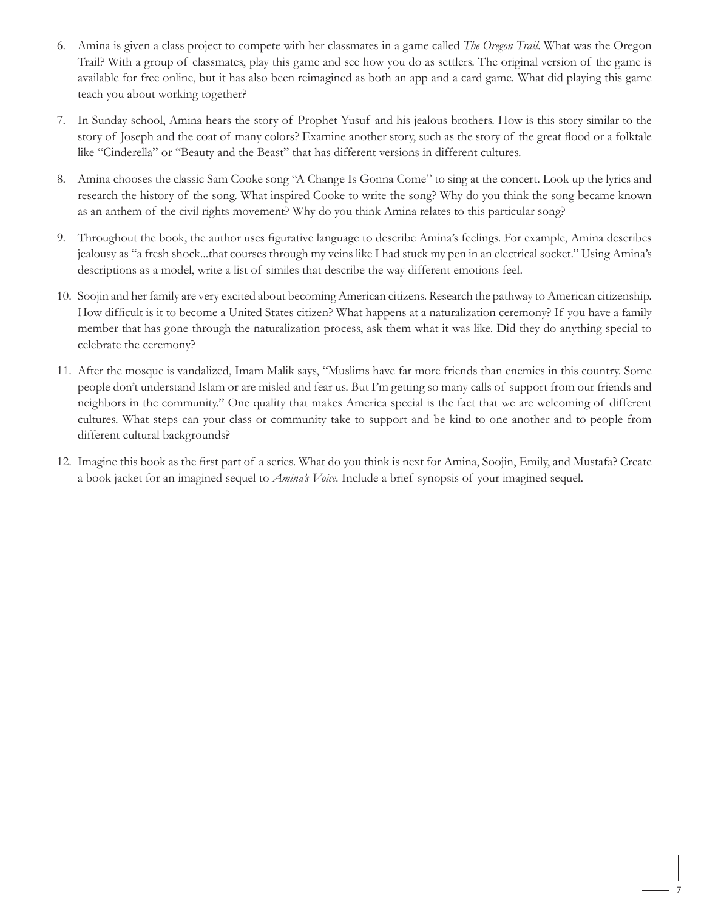6. Amina is given a class project to compete with her classmates in a game called *The Oregon Trail*. What was the Oregon Trail? With a group of classmates, play this game and see how you do as settlers. The original version of the game is available for free online, but it has also been reimagined as both an app and a card game. What did playing this game teach you about working together?

7. In Sunday school, Amina hears the story of Prophet Yusuf and his jealous brothers. How is this story similar to the story of Joseph and the coat of many colors? Examine another story, such as the story of the great flood or a folktale like "Cinderella" or "Beauty and the Beast" that has different versions in different cultures.

8. Amina chooses the classic Sam Cooke song "A Change Is Gonna Come" to sing at the concert. Look up the lyrics and research the history of the song. What inspired Cooke to write the song? Why do you think the song became known as an anthem of the civil rights movement? Why do you think Amina relates to this particular song?

9. Throughout the book, the author uses figurative language to describe Amina's feelings. For example, Amina describes jealousy as "a fresh shock...that courses through my veins like I had stuck my pen in an electrical socket." Using Amina's descriptions as a model, write a list of similes that describe the way different emotions feel.

10. Soojin and her family are very excited about becoming American citizens. Research the pathway to American citizenship. How difficult is it to become a United States citizen? What happens at a naturalization ceremony? If you have a family member that has gone through the naturalization process, ask them what it was like. Did they do anything special to celebrate the ceremony?

11. After the mosque is vandalized, Imam Malik says, "Muslims have far more friends than enemies in this country. Some people don't understand Islam or are misled and fear us. But I'm getting so many calls of support from our friends and neighbors in the community." One quality that makes America special is the fact that we are welcoming of different cultures. What steps can your class or community take to support and be kind to one another and to people from different cultural backgrounds?

12. Imagine this book as the first part of a series. What do you think is next for Amina, Soojin, Emily, and Mustafa? Create a book jacket for an imagined sequel to *Amina's Voice*. Include a brief synopsis of your imagined sequel.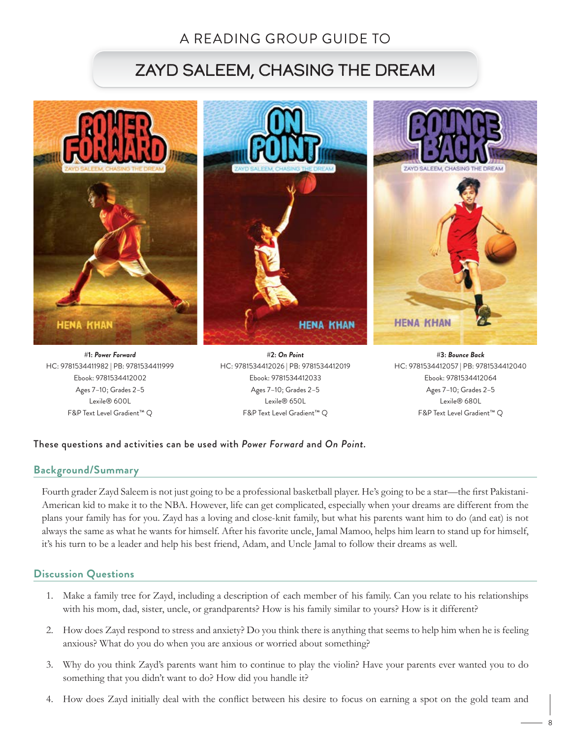A READING GROUP GUIDE TO

# ZAYD SALEEM, CHASING THE DREAM

**#1: *Power Forward***
HC: 9781534411982 | PB: 9781534411999
Ebook: 9781534412002
Ages 7–10; Grades 2–5
Lexile® 600L
F&P Text Level Gradient™ Q

**#2: *On Point***
HC: 9781534412026 | PB: 9781534412019
Ebook: 9781534412033
Ages 7–10; Grades 2–5
Lexile® 650L
F&P Text Level Gradient™ Q

**#3: *Bounce Back***
HC: 9781534412057 | PB: 9781534412040
Ebook: 9781534412064
Ages 7–10; Grades 2–5
Lexile® 680L
F&P Text Level Gradient™ Q

These questions and activities can be used with *Power Forward* and *On Point*.

## Background/Summary

Fourth grader Zayd Saleem is not just going to be a professional basketball player. He's going to be a star—the first Pakistani-American kid to make it to the NBA. However, life can get complicated, especially when your dreams are different from the plans your family has for you. Zayd has a loving and close-knit family, but what his parents want him to do (and eat) is not always the same as what he wants for himself. After his favorite uncle, Jamal Mamoo, helps him learn to stand up for himself, it's his turn to be a leader and help his best friend, Adam, and Uncle Jamal to follow their dreams as well.

## Discussion Questions

1. Make a family tree for Zayd, including a description of each member of his family. Can you relate to his relationships with his mom, dad, sister, uncle, or grandparents? How is his family similar to yours? How is it different?
2. How does Zayd respond to stress and anxiety? Do you think there is anything that seems to help him when he is feeling anxious? What do you do when you are anxious or worried about something?
3. Why do you think Zayd's parents want him to continue to play the violin? Have your parents ever wanted you to do something that you didn't want to do? How did you handle it?
4. How does Zayd initially deal with the conflict between his desire to focus on earning a spot on the gold team and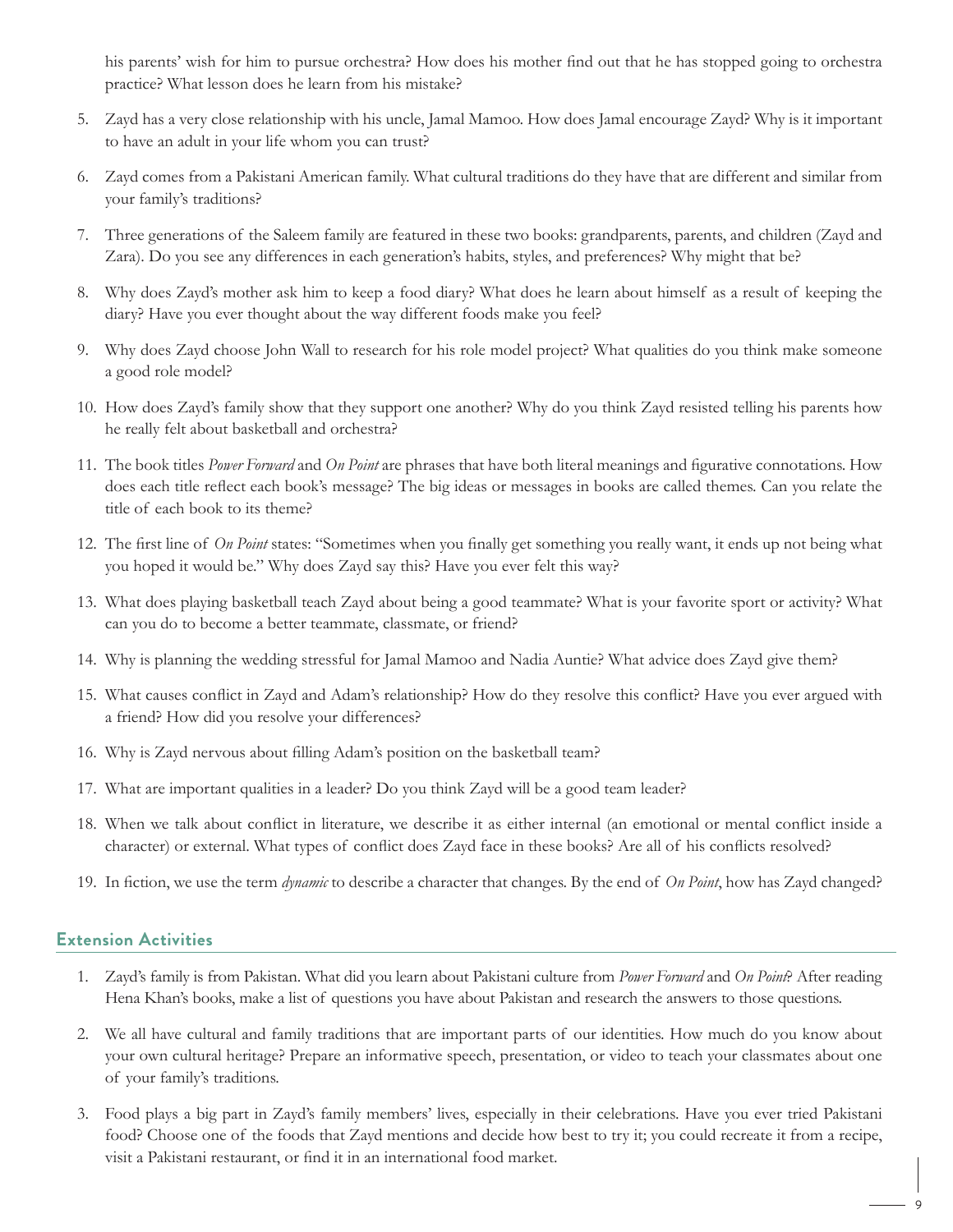his parents' wish for him to pursue orchestra? How does his mother find out that he has stopped going to orchestra practice? What lesson does he learn from his mistake?

5. Zayd has a very close relationship with his uncle, Jamal Mamoo. How does Jamal encourage Zayd? Why is it important to have an adult in your life whom you can trust?

6. Zayd comes from a Pakistani American family. What cultural traditions do they have that are different and similar from your family's traditions?

7. Three generations of the Saleem family are featured in these two books: grandparents, parents, and children (Zayd and Zara). Do you see any differences in each generation's habits, styles, and preferences? Why might that be?

8. Why does Zayd's mother ask him to keep a food diary? What does he learn about himself as a result of keeping the diary? Have you ever thought about the way different foods make you feel?

9. Why does Zayd choose John Wall to research for his role model project? What qualities do you think make someone a good role model?

10. How does Zayd's family show that they support one another? Why do you think Zayd resisted telling his parents how he really felt about basketball and orchestra?

11. The book titles *Power Forward* and *On Point* are phrases that have both literal meanings and figurative connotations. How does each title reflect each book's message? The big ideas or messages in books are called themes. Can you relate the title of each book to its theme?

12. The first line of *On Point* states: "Sometimes when you finally get something you really want, it ends up not being what you hoped it would be." Why does Zayd say this? Have you ever felt this way?

13. What does playing basketball teach Zayd about being a good teammate? What is your favorite sport or activity? What can you do to become a better teammate, classmate, or friend?

14. Why is planning the wedding stressful for Jamal Mamoo and Nadia Auntie? What advice does Zayd give them?

15. What causes conflict in Zayd and Adam's relationship? How do they resolve this conflict? Have you ever argued with a friend? How did you resolve your differences?

16. Why is Zayd nervous about filling Adam's position on the basketball team?

17. What are important qualities in a leader? Do you think Zayd will be a good team leader?

18. When we talk about conflict in literature, we describe it as either internal (an emotional or mental conflict inside a character) or external. What types of conflict does Zayd face in these books? Are all of his conflicts resolved?

19. In fiction, we use the term *dynamic* to describe a character that changes. By the end of *On Point*, how has Zayd changed?

## Extension Activities

1. Zayd's family is from Pakistan. What did you learn about Pakistani culture from *Power Forward* and *On Point*? After reading Hena Khan's books, make a list of questions you have about Pakistan and research the answers to those questions.

2. We all have cultural and family traditions that are important parts of our identities. How much do you know about your own cultural heritage? Prepare an informative speech, presentation, or video to teach your classmates about one of your family's traditions.

3. Food plays a big part in Zayd's family members' lives, especially in their celebrations. Have you ever tried Pakistani food? Choose one of the foods that Zayd mentions and decide how best to try it; you could recreate it from a recipe, visit a Pakistani restaurant, or find it in an international food market.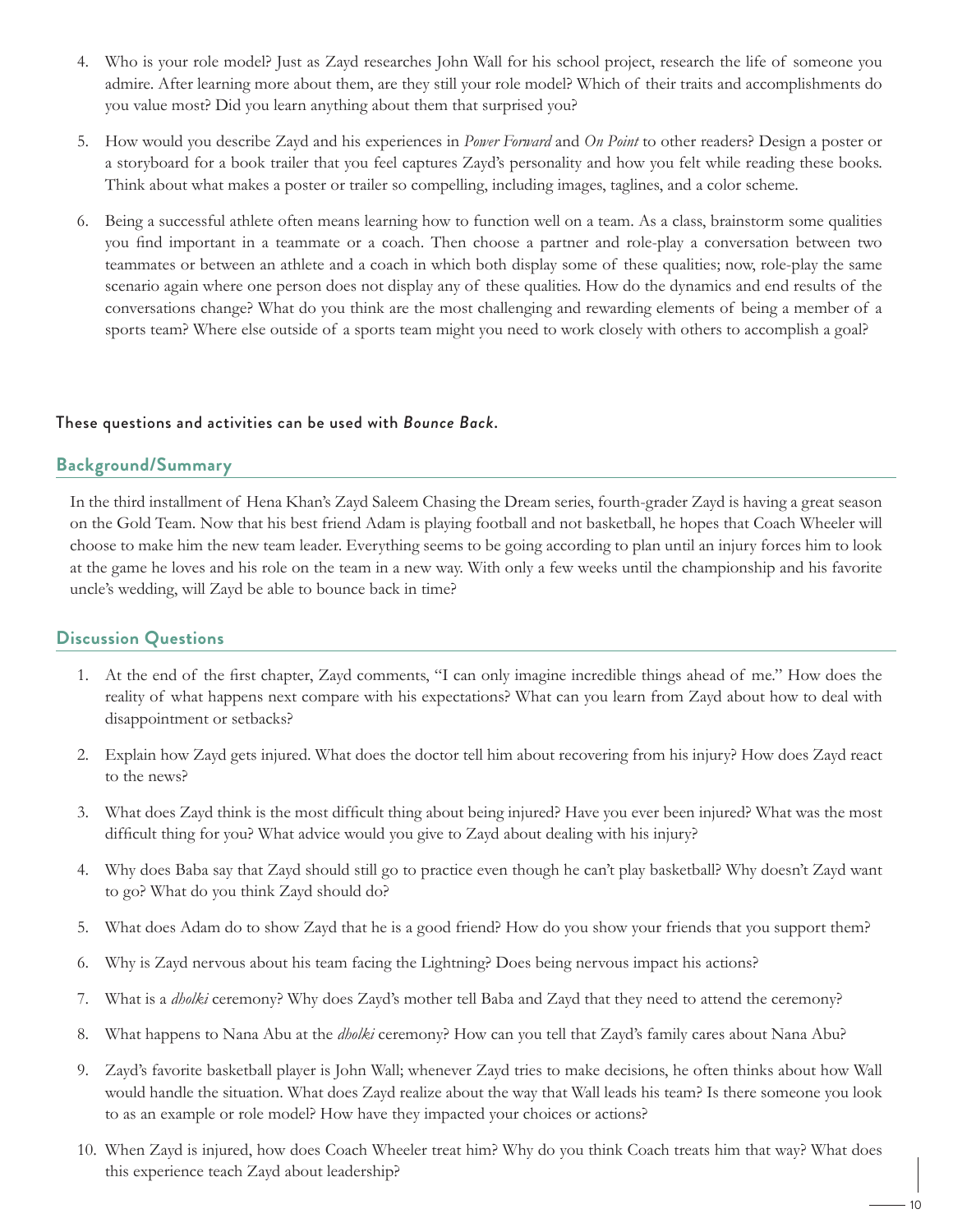4. Who is your role model? Just as Zayd researches John Wall for his school project, research the life of someone you admire. After learning more about them, are they still your role model? Which of their traits and accomplishments do you value most? Did you learn anything about them that surprised you?

5. How would you describe Zayd and his experiences in *Power Forward* and *On Point* to other readers? Design a poster or a storyboard for a book trailer that you feel captures Zayd's personality and how you felt while reading these books. Think about what makes a poster or trailer so compelling, including images, taglines, and a color scheme.

6. Being a successful athlete often means learning how to function well on a team. As a class, brainstorm some qualities you find important in a teammate or a coach. Then choose a partner and role-play a conversation between two teammates or between an athlete and a coach in which both display some of these qualities; now, role-play the same scenario again where one person does not display any of these qualities. How do the dynamics and end results of the conversations change? What do you think are the most challenging and rewarding elements of being a member of a sports team? Where else outside of a sports team might you need to work closely with others to accomplish a goal?

These questions and activities can be used with *Bounce Back*.

## Background/Summary

In the third installment of Hena Khan's Zayd Saleem Chasing the Dream series, fourth-grader Zayd is having a great season on the Gold Team. Now that his best friend Adam is playing football and not basketball, he hopes that Coach Wheeler will choose to make him the new team leader. Everything seems to be going according to plan until an injury forces him to look at the game he loves and his role on the team in a new way. With only a few weeks until the championship and his favorite uncle's wedding, will Zayd be able to bounce back in time?

## Discussion Questions

1. At the end of the first chapter, Zayd comments, "I can only imagine incredible things ahead of me." How does the reality of what happens next compare with his expectations? What can you learn from Zayd about how to deal with disappointment or setbacks?

2. Explain how Zayd gets injured. What does the doctor tell him about recovering from his injury? How does Zayd react to the news?

3. What does Zayd think is the most difficult thing about being injured? Have you ever been injured? What was the most difficult thing for you? What advice would you give to Zayd about dealing with his injury?

4. Why does Baba say that Zayd should still go to practice even though he can't play basketball? Why doesn't Zayd want to go? What do you think Zayd should do?

5. What does Adam do to show Zayd that he is a good friend? How do you show your friends that you support them?

6. Why is Zayd nervous about his team facing the Lightning? Does being nervous impact his actions?

7. What is a *dholki* ceremony? Why does Zayd's mother tell Baba and Zayd that they need to attend the ceremony?

8. What happens to Nana Abu at the *dholki* ceremony? How can you tell that Zayd's family cares about Nana Abu?

9. Zayd's favorite basketball player is John Wall; whenever Zayd tries to make decisions, he often thinks about how Wall would handle the situation. What does Zayd realize about the way that Wall leads his team? Is there someone you look to as an example or role model? How have they impacted your choices or actions?

10. When Zayd is injured, how does Coach Wheeler treat him? Why do you think Coach treats him that way? What does this experience teach Zayd about leadership?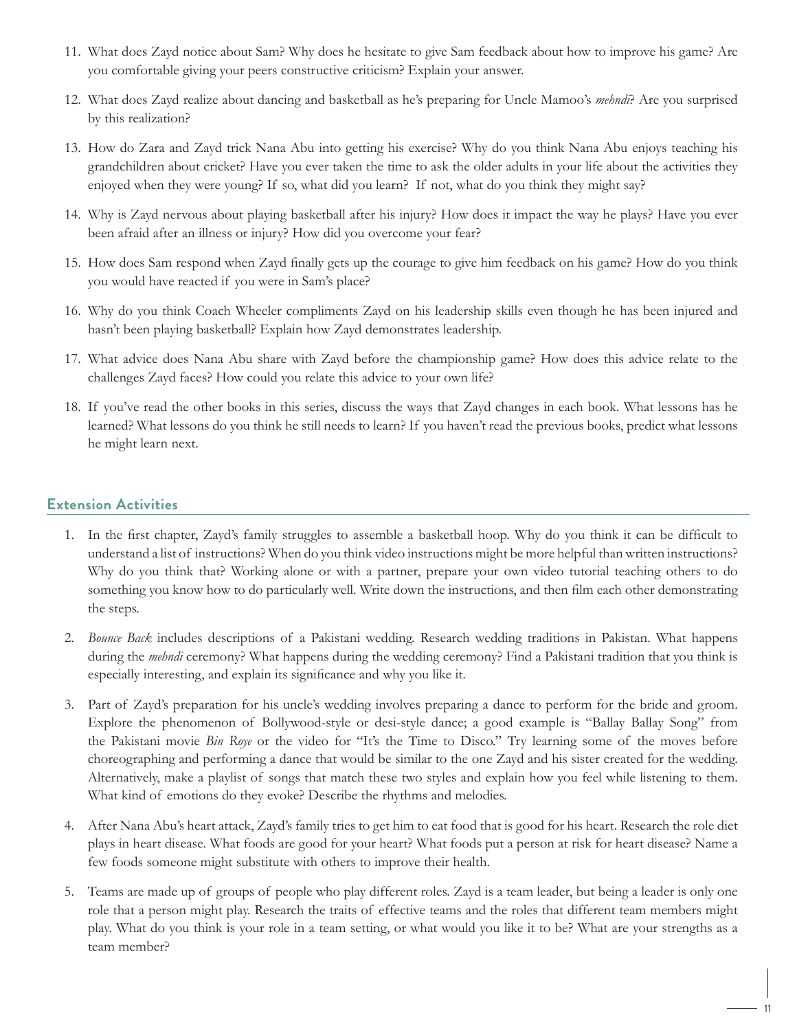11. What does Zayd notice about Sam? Why does he hesitate to give Sam feedback about how to improve his game? Are you comfortable giving your peers constructive criticism? Explain your answer.

12. What does Zayd realize about dancing and basketball as he's preparing for Uncle Mamoo's *mehndi*? Are you surprised by this realization?

13. How do Zara and Zayd trick Nana Abu into getting his exercise? Why do you think Nana Abu enjoys teaching his grandchildren about cricket? Have you ever taken the time to ask the older adults in your life about the activities they enjoyed when they were young? If so, what did you learn? If not, what do you think they might say?

14. Why is Zayd nervous about playing basketball after his injury? How does it impact the way he plays? Have you ever been afraid after an illness or injury? How did you overcome your fear?

15. How does Sam respond when Zayd finally gets up the courage to give him feedback on his game? How do you think you would have reacted if you were in Sam's place?

16. Why do you think Coach Wheeler compliments Zayd on his leadership skills even though he has been injured and hasn't been playing basketball? Explain how Zayd demonstrates leadership.

17. What advice does Nana Abu share with Zayd before the championship game? How does this advice relate to the challenges Zayd faces? How could you relate this advice to your own life?

18. If you've read the other books in this series, discuss the ways that Zayd changes in each book. What lessons has he learned? What lessons do you think he still needs to learn? If you haven't read the previous books, predict what lessons he might learn next.

## Extension Activities

1. In the first chapter, Zayd's family struggles to assemble a basketball hoop. Why do you think it can be difficult to understand a list of instructions? When do you think video instructions might be more helpful than written instructions? Why do you think that? Working alone or with a partner, prepare your own video tutorial teaching others to do something you know how to do particularly well. Write down the instructions, and then film each other demonstrating the steps.

2. *Bounce Back* includes descriptions of a Pakistani wedding. Research wedding traditions in Pakistan. What happens during the *mehndi* ceremony? What happens during the wedding ceremony? Find a Pakistani tradition that you think is especially interesting, and explain its significance and why you like it.

3. Part of Zayd's preparation for his uncle's wedding involves preparing a dance to perform for the bride and groom. Explore the phenomenon of Bollywood-style or desi-style dance; a good example is "Ballay Ballay Song" from the Pakistani movie *Bin Roye* or the video for "It's the Time to Disco." Try learning some of the moves before choreographing and performing a dance that would be similar to the one Zayd and his sister created for the wedding. Alternatively, make a playlist of songs that match these two styles and explain how you feel while listening to them. What kind of emotions do they evoke? Describe the rhythms and melodies.

4. After Nana Abu's heart attack, Zayd's family tries to get him to eat food that is good for his heart. Research the role diet plays in heart disease. What foods are good for your heart? What foods put a person at risk for heart disease? Name a few foods someone might substitute with others to improve their health.

5. Teams are made up of groups of people who play different roles. Zayd is a team leader, but being a leader is only one role that a person might play. Research the traits of effective teams and the roles that different team members might play. What do you think is your role in a team setting, or what would you like it to be? What are your strengths as a team member?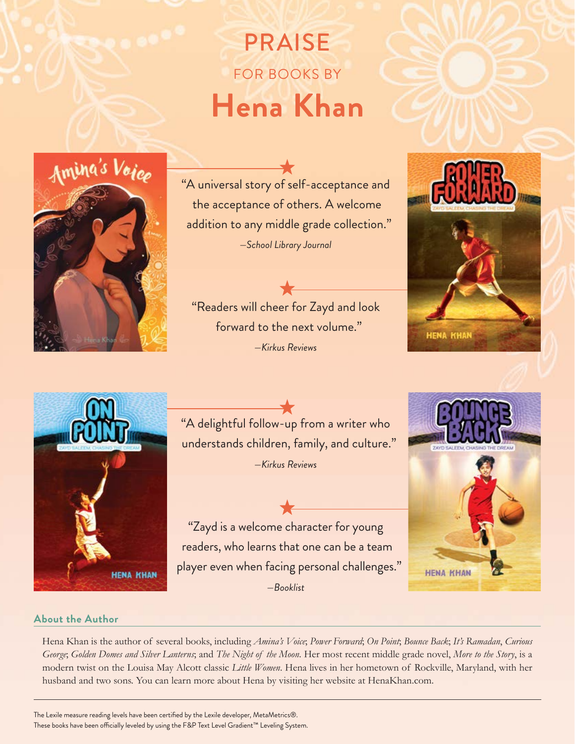# PRAISE

## FOR BOOKS BY

# Hena Khan

"A universal story of self-acceptance and the acceptance of others. A welcome addition to any middle grade collection."

—*School Library Journal*

"Readers will cheer for Zayd and look forward to the next volume."

—*Kirkus Reviews*

"A delightful follow-up from a writer who understands children, family, and culture."

—*Kirkus Reviews*

"Zayd is a welcome character for young readers, who learns that one can be a team player even when facing personal challenges."

—*Booklist*

### About the Author

Hena Khan is the author of several books, including *Amina's Voice*; *Power Forward*; *On Point*; *Bounce Back*; *It's Ramadan, Curious George*; *Golden Domes and Silver Lanterns*; and *The Night of the Moon*. Her most recent middle grade novel, *More to the Story*, is a modern twist on the Louisa May Alcott classic *Little Women*. Hena lives in her hometown of Rockville, Maryland, with her husband and two sons. You can learn more about Hena by visiting her website at HenaKhan.com.

---

The Lexile measure reading levels have been certified by the Lexile developer, MetaMetrics®.
These books have been officially leveled by using the F&P Text Level Gradient™ Leveling System.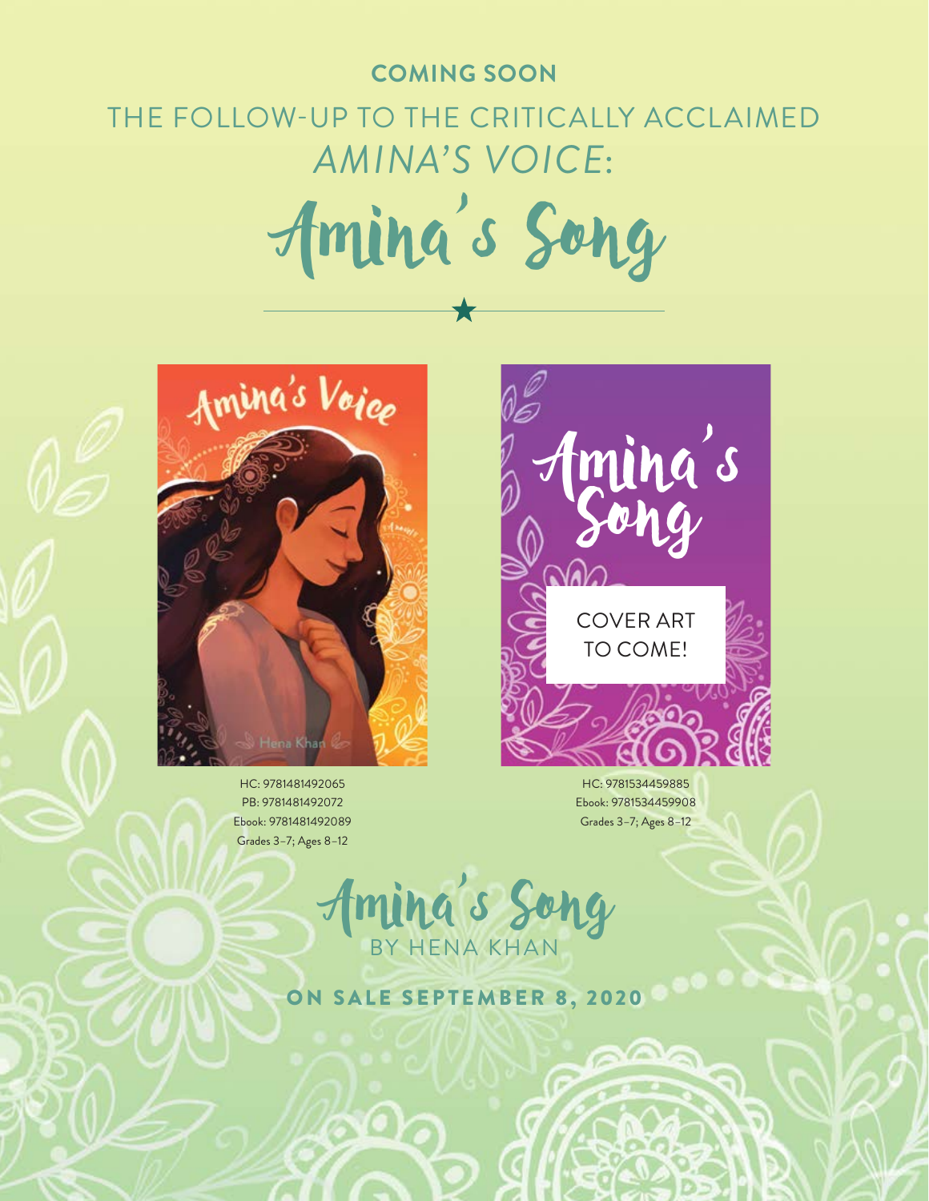**COMING SOON**

THE FOLLOW-UP TO THE CRITICALLY ACCLAIMED *AMINA'S VOICE*:

# Amina's Song

HC: 9781481492065
PB: 9781481492072
Ebook: 9781481492089
Grades 3–7; Ages 8–12

COVER ART TO COME!

HC: 9781534459885
Ebook: 9781534459908
Grades 3–7; Ages 8–12

## Amina's Song
BY HENA KHAN

**ON SALE SEPTEMBER 8, 2020**